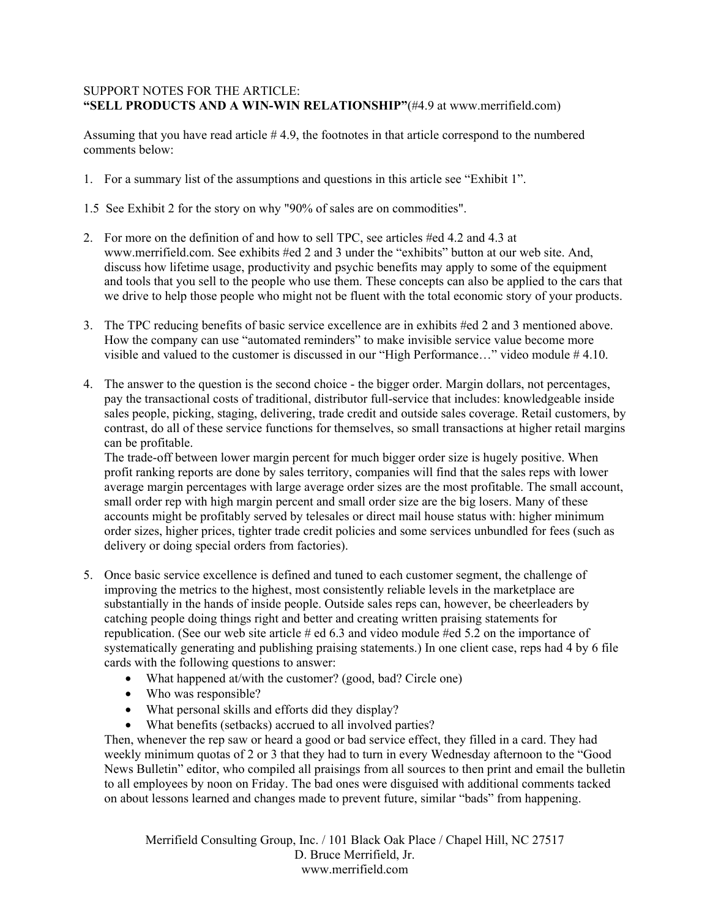SUPPORT NOTES FOR THE ARTICLE:
**"SELL PRODUCTS AND A WIN-WIN RELATIONSHIP"**(#4.9 at www.merrifield.com)

Assuming that you have read article # 4.9, the footnotes in that article correspond to the numbered comments below:

1. For a summary list of the assumptions and questions in this article see "Exhibit 1".

1.5 See Exhibit 2 for the story on why "90% of sales are on commodities".

2. For more on the definition of and how to sell TPC, see articles #ed 4.2 and 4.3 at www.merrifield.com. See exhibits #ed 2 and 3 under the "exhibits" button at our web site. And, discuss how lifetime usage, productivity and psychic benefits may apply to some of the equipment and tools that you sell to the people who use them. These concepts can also be applied to the cars that we drive to help those people who might not be fluent with the total economic story of your products.

3. The TPC reducing benefits of basic service excellence are in exhibits #ed 2 and 3 mentioned above. How the company can use "automated reminders" to make invisible service value become more visible and valued to the customer is discussed in our "High Performance…" video module # 4.10.

4. The answer to the question is the second choice - the bigger order. Margin dollars, not percentages, pay the transactional costs of traditional, distributor full-service that includes: knowledgeable inside sales people, picking, staging, delivering, trade credit and outside sales coverage. Retail customers, by contrast, do all of these service functions for themselves, so small transactions at higher retail margins can be profitable.
   The trade-off between lower margin percent for much bigger order size is hugely positive. When profit ranking reports are done by sales territory, companies will find that the sales reps with lower average margin percentages with large average order sizes are the most profitable. The small account, small order rep with high margin percent and small order size are the big losers. Many of these accounts might be profitably served by telesales or direct mail house status with: higher minimum order sizes, higher prices, tighter trade credit policies and some services unbundled for fees (such as delivery or doing special orders from factories).

5. Once basic service excellence is defined and tuned to each customer segment, the challenge of improving the metrics to the highest, most consistently reliable levels in the marketplace are substantially in the hands of inside people. Outside sales reps can, however, be cheerleaders by catching people doing things right and better and creating written praising statements for republication. (See our web site article # ed 6.3 and video module #ed 5.2 on the importance of systematically generating and publishing praising statements.) In one client case, reps had 4 by 6 file cards with the following questions to answer:
   - What happened at/with the customer? (good, bad? Circle one)
   - Who was responsible?
   - What personal skills and efforts did they display?
   - What benefits (setbacks) accrued to all involved parties?

   Then, whenever the rep saw or heard a good or bad service effect, they filled in a card. They had weekly minimum quotas of 2 or 3 that they had to turn in every Wednesday afternoon to the "Good News Bulletin" editor, who compiled all praisings from all sources to then print and email the bulletin to all employees by noon on Friday. The bad ones were disguised with additional comments tacked on about lessons learned and changes made to prevent future, similar "bads" from happening.

Merrifield Consulting Group, Inc. / 101 Black Oak Place / Chapel Hill, NC 27517
D. Bruce Merrifield, Jr.
www.merrifield.com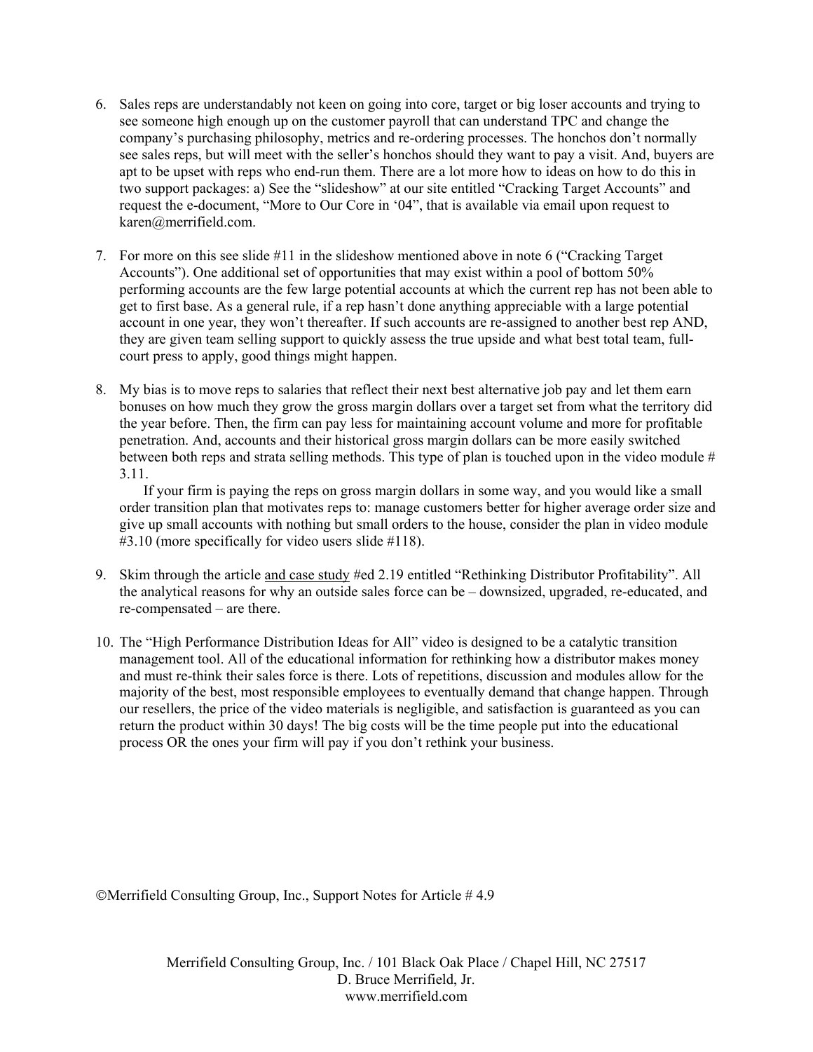6. Sales reps are understandably not keen on going into core, target or big loser accounts and trying to see someone high enough up on the customer payroll that can understand TPC and change the company's purchasing philosophy, metrics and re-ordering processes. The honchos don't normally see sales reps, but will meet with the seller's honchos should they want to pay a visit. And, buyers are apt to be upset with reps who end-run them. There are a lot more how to ideas on how to do this in two support packages: a) See the "slideshow" at our site entitled "Cracking Target Accounts" and request the e-document, "More to Our Core in '04", that is available via email upon request to karen@merrifield.com.

7. For more on this see slide #11 in the slideshow mentioned above in note 6 ("Cracking Target Accounts"). One additional set of opportunities that may exist within a pool of bottom 50% performing accounts are the few large potential accounts at which the current rep has not been able to get to first base. As a general rule, if a rep hasn't done anything appreciable with a large potential account in one year, they won't thereafter. If such accounts are re-assigned to another best rep AND, they are given team selling support to quickly assess the true upside and what best total team, full-court press to apply, good things might happen.

8. My bias is to move reps to salaries that reflect their next best alternative job pay and let them earn bonuses on how much they grow the gross margin dollars over a target set from what the territory did the year before. Then, the firm can pay less for maintaining account volume and more for profitable penetration. And, accounts and their historical gross margin dollars can be more easily switched between both reps and strata selling methods. This type of plan is touched upon in the video module # 3.11.

   If your firm is paying the reps on gross margin dollars in some way, and you would like a small order transition plan that motivates reps to: manage customers better for higher average order size and give up small accounts with nothing but small orders to the house, consider the plan in video module #3.10 (more specifically for video users slide #118).

9. Skim through the article and case study #ed 2.19 entitled "Rethinking Distributor Profitability". All the analytical reasons for why an outside sales force can be – downsized, upgraded, re-educated, and re-compensated – are there.

10. The "High Performance Distribution Ideas for All" video is designed to be a catalytic transition management tool. All of the educational information for rethinking how a distributor makes money and must re-think their sales force is there. Lots of repetitions, discussion and modules allow for the majority of the best, most responsible employees to eventually demand that change happen. Through our resellers, the price of the video materials is negligible, and satisfaction is guaranteed as you can return the product within 30 days! The big costs will be the time people put into the educational process OR the ones your firm will pay if you don't rethink your business.

©Merrifield Consulting Group, Inc., Support Notes for Article # 4.9

Merrifield Consulting Group, Inc. / 101 Black Oak Place / Chapel Hill, NC 27517
D. Bruce Merrifield, Jr.
www.merrifield.com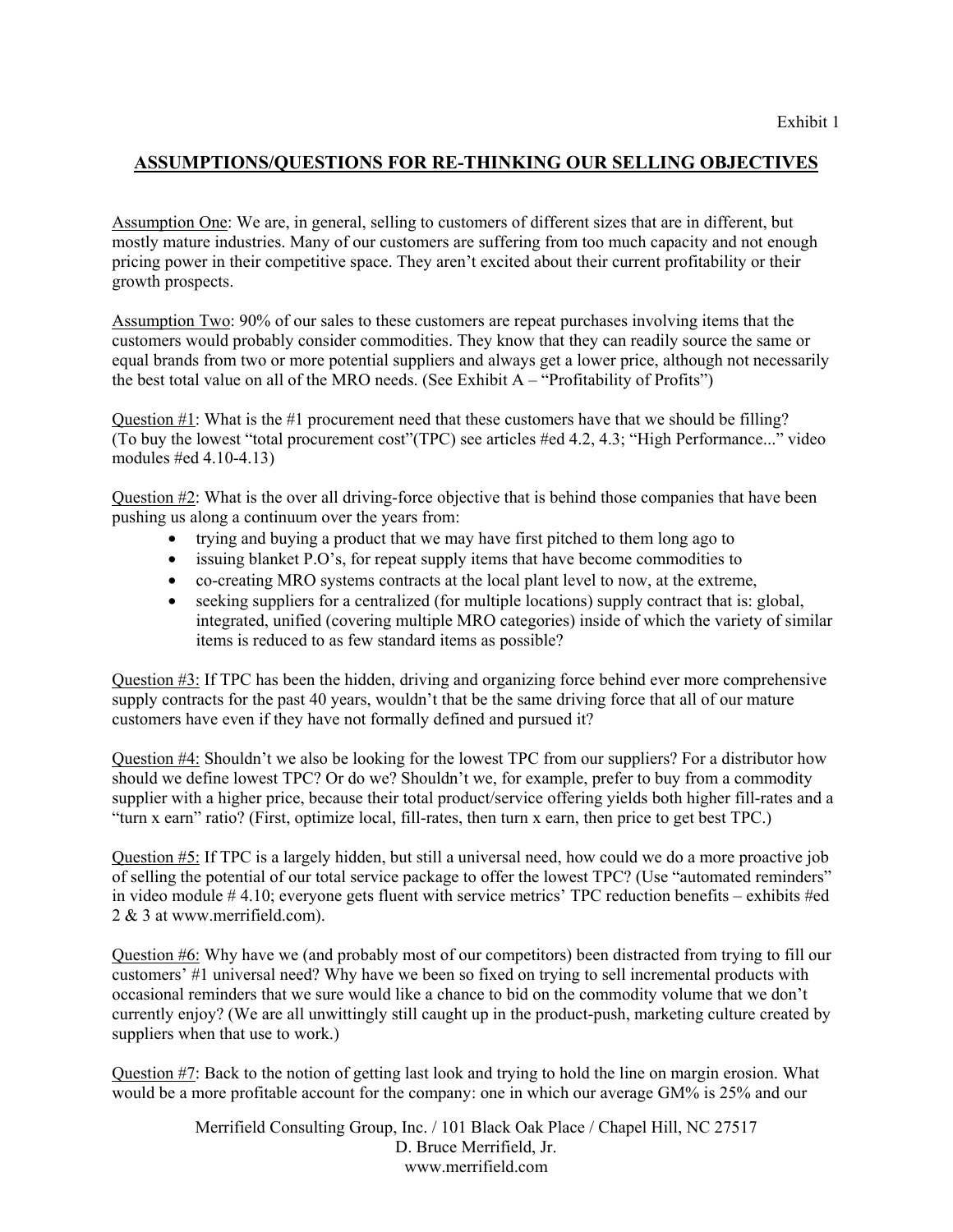Exhibit 1

## ASSUMPTIONS/QUESTIONS FOR RE-THINKING OUR SELLING OBJECTIVES

Assumption One: We are, in general, selling to customers of different sizes that are in different, but mostly mature industries. Many of our customers are suffering from too much capacity and not enough pricing power in their competitive space. They aren't excited about their current profitability or their growth prospects.

Assumption Two: 90% of our sales to these customers are repeat purchases involving items that the customers would probably consider commodities. They know that they can readily source the same or equal brands from two or more potential suppliers and always get a lower price, although not necessarily the best total value on all of the MRO needs. (See Exhibit A – "Profitability of Profits")

Question #1: What is the #1 procurement need that these customers have that we should be filling? (To buy the lowest "total procurement cost"(TPC) see articles #ed 4.2, 4.3; "High Performance..." video modules #ed 4.10-4.13)

Question #2: What is the over all driving-force objective that is behind those companies that have been pushing us along a continuum over the years from:

- trying and buying a product that we may have first pitched to them long ago to
- issuing blanket P.O's, for repeat supply items that have become commodities to
- co-creating MRO systems contracts at the local plant level to now, at the extreme,
- seeking suppliers for a centralized (for multiple locations) supply contract that is: global, integrated, unified (covering multiple MRO categories) inside of which the variety of similar items is reduced to as few standard items as possible?

Question #3: If TPC has been the hidden, driving and organizing force behind ever more comprehensive supply contracts for the past 40 years, wouldn't that be the same driving force that all of our mature customers have even if they have not formally defined and pursued it?

Question #4: Shouldn't we also be looking for the lowest TPC from our suppliers? For a distributor how should we define lowest TPC? Or do we? Shouldn't we, for example, prefer to buy from a commodity supplier with a higher price, because their total product/service offering yields both higher fill-rates and a "turn x earn" ratio? (First, optimize local, fill-rates, then turn x earn, then price to get best TPC.)

Question #5: If TPC is a largely hidden, but still a universal need, how could we do a more proactive job of selling the potential of our total service package to offer the lowest TPC? (Use "automated reminders" in video module # 4.10; everyone gets fluent with service metrics' TPC reduction benefits – exhibits #ed 2 & 3 at www.merrifield.com).

Question #6: Why have we (and probably most of our competitors) been distracted from trying to fill our customers' #1 universal need? Why have we been so fixed on trying to sell incremental products with occasional reminders that we sure would like a chance to bid on the commodity volume that we don't currently enjoy? (We are all unwittingly still caught up in the product-push, marketing culture created by suppliers when that use to work.)

Question #7: Back to the notion of getting last look and trying to hold the line on margin erosion. What would be a more profitable account for the company: one in which our average GM% is 25% and our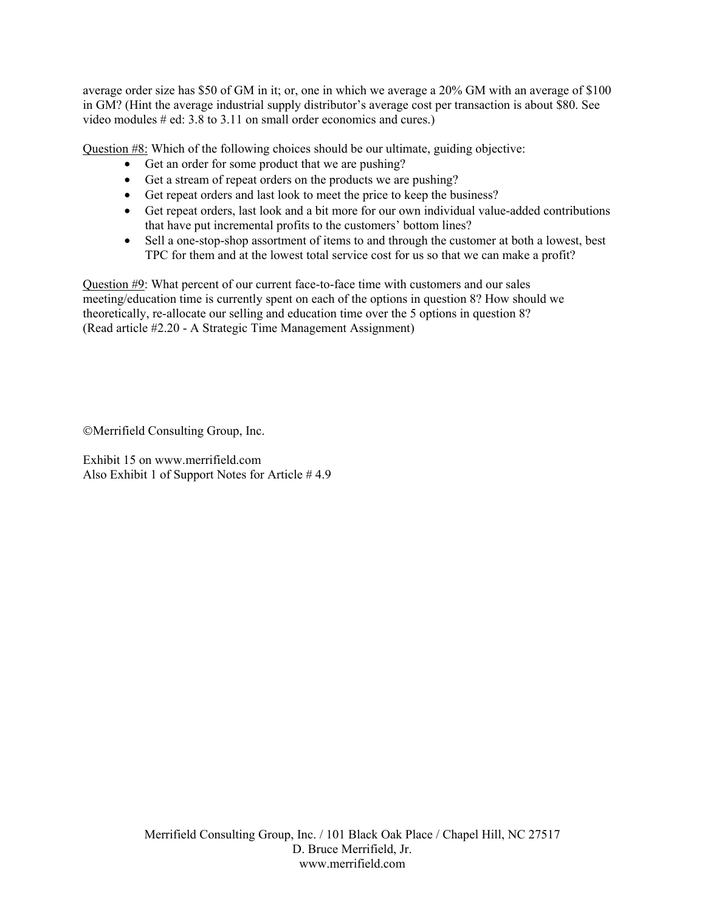average order size has $50 of GM in it; or, one in which we average a 20% GM with an average of $100 in GM? (Hint the average industrial supply distributor's average cost per transaction is about $80. See video modules # ed: 3.8 to 3.11 on small order economics and cures.)

<u>Question #8:</u> Which of the following choices should be our ultimate, guiding objective:

- Get an order for some product that we are pushing?
- Get a stream of repeat orders on the products we are pushing?
- Get repeat orders and last look to meet the price to keep the business?
- Get repeat orders, last look and a bit more for our own individual value-added contributions that have put incremental profits to the customers' bottom lines?
- Sell a one-stop-shop assortment of items to and through the customer at both a lowest, best TPC for them and at the lowest total service cost for us so that we can make a profit?

<u>Question #9</u>: What percent of our current face-to-face time with customers and our sales meeting/education time is currently spent on each of the options in question 8? How should we theoretically, re-allocate our selling and education time over the 5 options in question 8? (Read article #2.20 - A Strategic Time Management Assignment)

©Merrifield Consulting Group, Inc.

Exhibit 15 on www.merrifield.com
Also Exhibit 1 of Support Notes for Article # 4.9

Merrifield Consulting Group, Inc. / 101 Black Oak Place / Chapel Hill, NC 27517
D. Bruce Merrifield, Jr.
www.merrifield.com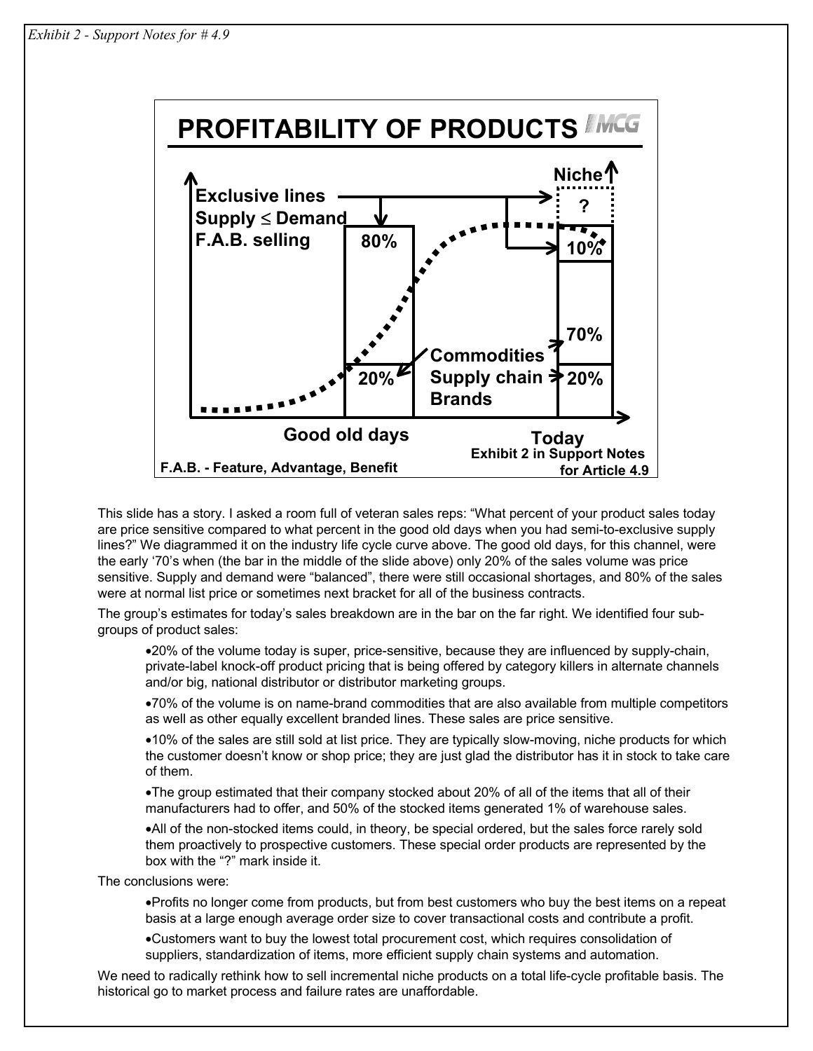*Exhibit 2 - Support Notes for # 4.9*

PROFITABILITY OF PRODUCTS

MCG

Niche

Exclusive lines
Supply ≤ Demand
F.A.B. selling

?

80%

10%

70%

Commodities
Supply chain
Brands

20%

20%

Good old days

Today

Exhibit 2 in Support Notes for Article 4.9

F.A.B. - Feature, Advantage, Benefit

This slide has a story. I asked a room full of veteran sales reps: "What percent of your product sales today are price sensitive compared to what percent in the good old days when you had semi-to-exclusive supply lines?" We diagrammed it on the industry life cycle curve above. The good old days, for this channel, were the early '70's when (the bar in the middle of the slide above) only 20% of the sales volume was price sensitive. Supply and demand were "balanced", there were still occasional shortages, and 80% of the sales were at normal list price or sometimes next bracket for all of the business contracts.

The group's estimates for today's sales breakdown are in the bar on the far right. We identified four sub-groups of product sales:

- 20% of the volume today is super, price-sensitive, because they are influenced by supply-chain, private-label knock-off product pricing that is being offered by category killers in alternate channels and/or big, national distributor or distributor marketing groups.
- 70% of the volume is on name-brand commodities that are also available from multiple competitors as well as other equally excellent branded lines. These sales are price sensitive.
- 10% of the sales are still sold at list price. They are typically slow-moving, niche products for which the customer doesn't know or shop price; they are just glad the distributor has it in stock to take care of them.
- The group estimated that their company stocked about 20% of all of the items that all of their manufacturers had to offer, and 50% of the stocked items generated 1% of warehouse sales.
- All of the non-stocked items could, in theory, be special ordered, but the sales force rarely sold them proactively to prospective customers. These special order products are represented by the box with the "?" mark inside it.

The conclusions were:

- Profits no longer come from products, but from best customers who buy the best items on a repeat basis at a large enough average order size to cover transactional costs and contribute a profit.
- Customers want to buy the lowest total procurement cost, which requires consolidation of suppliers, standardization of items, more efficient supply chain systems and automation.

We need to radically rethink how to sell incremental niche products on a total life-cycle profitable basis. The historical go to market process and failure rates are unaffordable.